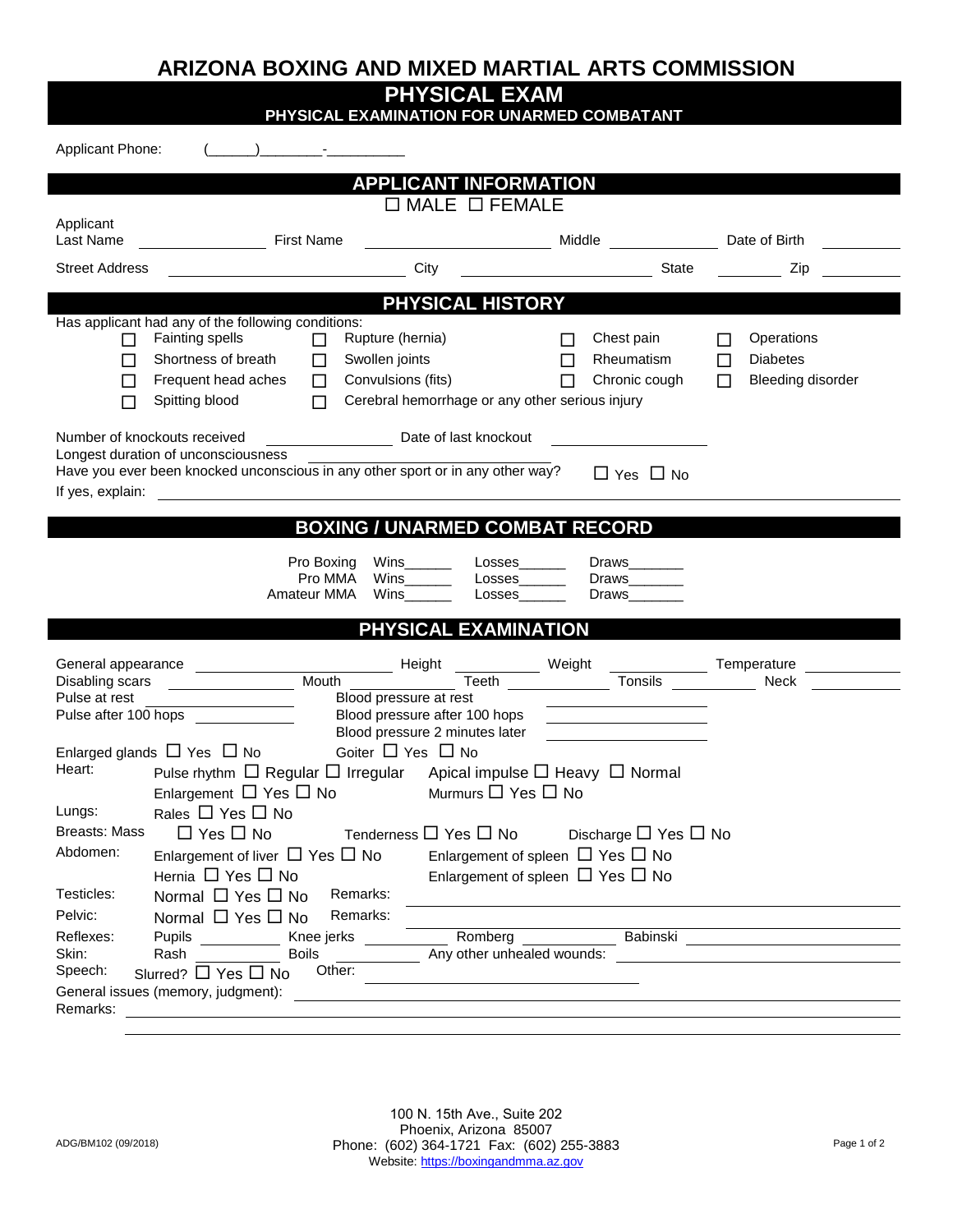# ARIZONA BOXING AND MIXED MARTIAL ARTS COMMISSION

## PHYSICAL EXAM

### PHYSICAL EXAMINATION FOR UNARMED COMBATANT

Applicant Phone: (______)________-__________

## APPLICANT INFORMATION

☐ MALE ☐ FEMALE

Applicant Last Name ______________ First Name ______________ Middle ______________ Date of Birth ______________

Street Address ______________ City ______________ State ______________ Zip ______________

## PHYSICAL HISTORY

Has applicant had any of the following conditions:

| | | | |
|---|---|---|---|
| ☐ Fainting spells | ☐ Rupture (hernia) | ☐ Chest pain | ☐ Operations |
| ☐ Shortness of breath | ☐ Swollen joints | ☐ Rheumatism | ☐ Diabetes |
| ☐ Frequent head aches | ☐ Convulsions (fits) | ☐ Chronic cough | ☐ Bleeding disorder |
| ☐ Spitting blood | ☐ Cerebral hemorrhage or any other serious injury | | |

Number of knockouts received ______________ Date of last knockout ______________

Longest duration of unconsciousness ______________

Have you ever been knocked unconscious in any other sport or in any other way? ☐ Yes ☐ No

If yes, explain: ______________

## BOXING / UNARMED COMBAT RECORD

| | | | |
|---|---|---|---|
| Pro Boxing | Wins______ | Losses______ | Draws_______ |
| Pro MMA | Wins______ | Losses______ | Draws_______ |
| Amateur MMA | Wins______ | Losses______ | Draws_______ |

## PHYSICAL EXAMINATION

General appearance ______________ Height ______________ Weight ______________ Temperature ______________

Disabling scars ______________ Mouth ______________ Teeth ______________ Tonsils ______________ Neck ______________

Pulse at rest ______________ Blood pressure at rest ______________

Pulse after 100 hops ______________ Blood pressure after 100 hops ______________

Blood pressure 2 minutes later ______________

Enlarged glands ☐ Yes ☐ No Goiter ☐ Yes ☐ No

Heart: Pulse rhythm ☐ Regular ☐ Irregular Apical impulse ☐ Heavy ☐ Normal

Enlargement ☐ Yes ☐ No Murmurs ☐ Yes ☐ No

Lungs: Rales ☐ Yes ☐ No

Breasts: Mass ☐ Yes ☐ No Tenderness ☐ Yes ☐ No Discharge ☐ Yes ☐ No

Abdomen: Enlargement of liver ☐ Yes ☐ No Enlargement of spleen ☐ Yes ☐ No

Hernia ☐ Yes ☐ No Enlargement of spleen ☐ Yes ☐ No

Testicles: Normal ☐ Yes ☐ No Remarks: ______________

Pelvic: Normal ☐ Yes ☐ No Remarks: ______________

Reflexes: Pupils ______________ Knee jerks ______________ Romberg ______________ Babinski ______________

Skin: Rash ______________ Boils ______________ Any other unhealed wounds: ______________

Speech: Slurred? ☐ Yes ☐ No Other: ______________

General issues (memory, judgment): ______________

Remarks: ______________

100 N. 15th Ave., Suite 202
Phoenix, Arizona 85007
Phone: (602) 364-1721 Fax: (602) 255-3883
Website: https://boxingandmma.az.gov

ADG/BM102 (09/2018)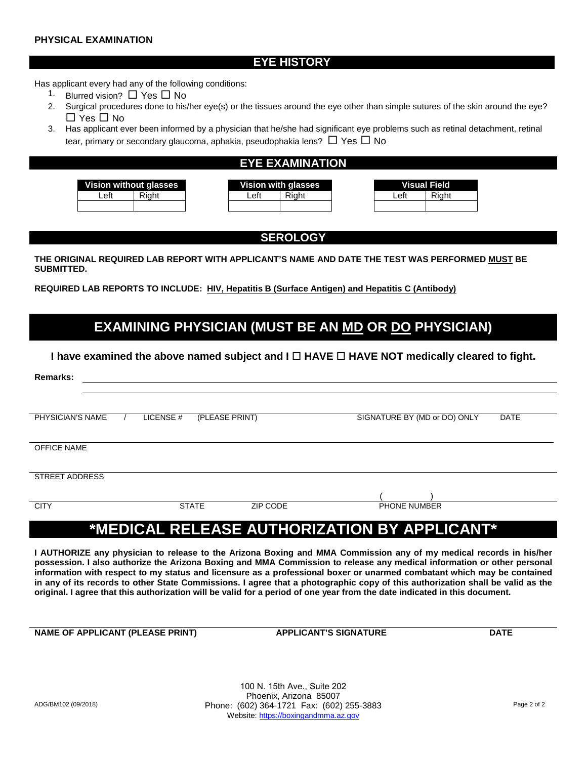**PHYSICAL EXAMINATION**

## EYE HISTORY

Has applicant every had any of the following conditions:

1. Blurred vision? ☐ Yes ☐ No
2. Surgical procedures done to his/her eye(s) or the tissues around the eye other than simple sutures of the skin around the eye? ☐ Yes ☐ No
3. Has applicant ever been informed by a physician that he/she had significant eye problems such as retinal detachment, retinal tear, primary or secondary glaucoma, aphakia, pseudophakia lens? ☐ Yes ☐ No

## EYE EXAMINATION

| Vision without glasses | |
|---|---|
| Left | Right |
| | |

| Vision with glasses | |
|---|---|
| Left | Right |
| | |

| Visual Field | |
|---|---|
| Left | Right |
| | |

## SEROLOGY

**THE ORIGINAL REQUIRED LAB REPORT WITH APPLICANT'S NAME AND DATE THE TEST WAS PERFORMED MUST BE SUBMITTED.**

**REQUIRED LAB REPORTS TO INCLUDE: HIV, Hepatitis B (Surface Antigen) and Hepatitis C (Antibody)**

## EXAMINING PHYSICIAN (MUST BE AN MD OR DO PHYSICIAN)

**I have examined the above named subject and I ☐ HAVE ☐ HAVE NOT medically cleared to fight.**

**Remarks:** ______________________________

PHYSICIAN'S NAME / LICENSE # (PLEASE PRINT) ______________ SIGNATURE BY (MD or DO) ONLY ______________ DATE ______________

OFFICE NAME ______________________________

STREET ADDRESS ______________________________

CITY ______________ STATE ______________ ZIP CODE ______________ PHONE NUMBER ( )

## *MEDICAL RELEASE AUTHORIZATION BY APPLICANT*

**I AUTHORIZE any physician to release to the Arizona Boxing and MMA Commission any of my medical records in his/her possession. I also authorize the Arizona Boxing and MMA Commission to release any medical information or other personal information with respect to my status and licensure as a professional boxer or unarmed combatant which may be contained in any of its records to other State Commissions. I agree that a photographic copy of this authorization shall be valid as the original. I agree that this authorization will be valid for a period of one year from the date indicated in this document.**

**NAME OF APPLICANT (PLEASE PRINT)** ______________ **APPLICANT'S SIGNATURE** ______________ **DATE** ______________

ADG/BM102 (09/2018)

100 N. 15th Ave., Suite 202
Phoenix, Arizona 85007
Phone: (602) 364-1721 Fax: (602) 255-3883
Website: https://boxingandmma.az.gov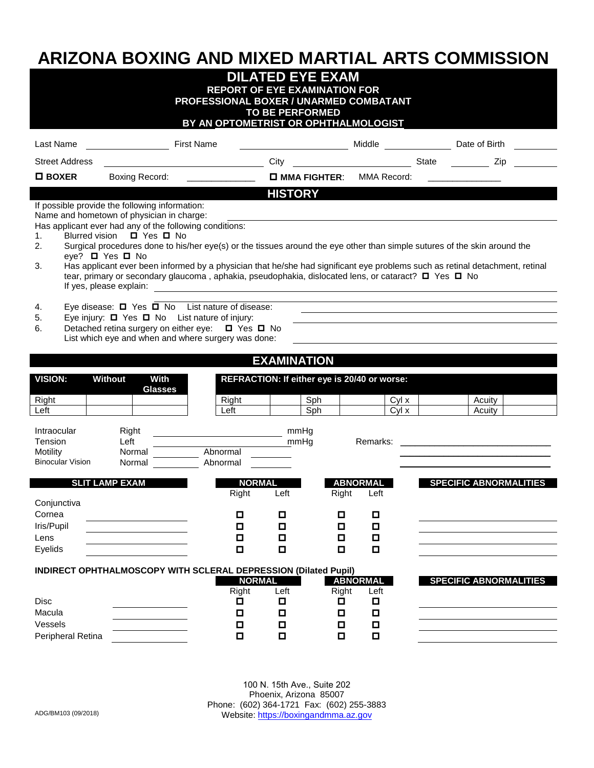# ARIZONA BOXING AND MIXED MARTIAL ARTS COMMISSION

## DILATED EYE EXAM

**REPORT OF EYE EXAMINATION FOR**
**PROFESSIONAL BOXER / UNARMED COMBATANT**
**TO BE PERFORMED**
**BY AN OPTOMETRIST OR OPHTHALMOLOGIST**

Last Name ______________ First Name ____________________ Middle ____________ Date of Birth ________

Street Address ______________________________ City ____________________ State ________ Zip ________

☐ **BOXER** Boxing Record: ______________ ☐ **MMA FIGHTER**: MMA Record: ______________

## HISTORY

If possible provide the following information:
Name and hometown of physician in charge: ________________________________

Has applicant ever had any of the following conditions:

1. Blurred vision ☐ Yes ☐ No
2. Surgical procedures done to his/her eye(s) or the tissues around the eye other than simple sutures of the skin around the eye? ☐ Yes ☐ No
3. Has applicant ever been informed by a physician that he/she had significant eye problems such as retinal detachment, retinal tear, primary or secondary glaucoma , aphakia, pseudophakia, dislocated lens, or cataract? ☐ Yes ☐ No
   If yes, please explain: ________________________________
4. Eye disease: ☐ Yes ☐ No List nature of disease: ________________________________
5. Eye injury: ☐ Yes ☐ No List nature of injury: ________________________________
6. Detached retina surgery on either eye: ☐ Yes ☐ No
   List which eye and when and where surgery was done: ________________________________

## EXAMINATION

| VISION: | Without | With Glasses |
|---|---|---|
| Right | | |
| Left | | |

| REFRACTION: If either eye is 20/40 or worse: | | | | | | | |
|---|---|---|---|---|---|---|---|
| Right | | Sph | | Cyl x | | Acuity | |
| Left | | Sph | | Cyl x | | Acuity | |

Intraocular Tension Right ____________ mmHg
Left ____________ mmHg

Remarks: ________________________________

Motility Normal ________ Abnormal ________

Binocular Vision Normal ________ Abnormal ________

| SLIT LAMP EXAM | | NORMAL Right | NORMAL Left | ABNORMAL Right | ABNORMAL Left | SPECIFIC ABNORMALITIES |
|---|---|---|---|---|---|---|
| Conjunctiva | | | | | | |
| Cornea | | ☐ | ☐ | ☐ | ☐ | |
| Iris/Pupil | | ☐ | ☐ | ☐ | ☐ | |
| Lens | | ☐ | ☐ | ☐ | ☐ | |
| Eyelids | | ☐ | ☐ | ☐ | ☐ | |

**INDIRECT OPHTHALMOSCOPY WITH SCLERAL DEPRESSION (Dilated Pupil)**

| | | NORMAL Right | NORMAL Left | ABNORMAL Right | ABNORMAL Left | SPECIFIC ABNORMALITIES |
|---|---|---|---|---|---|---|
| Disc | | ☐ | ☐ | ☐ | ☐ | |
| Macula | | ☐ | ☐ | ☐ | ☐ | |
| Vessels | | ☐ | ☐ | ☐ | ☐ | |
| Peripheral Retina | | ☐ | ☐ | ☐ | ☐ | |

100 N. 15th Ave., Suite 202
Phoenix, Arizona 85007
Phone: (602) 364-1721 Fax: (602) 255-3883
Website: https://boxingandmma.az.gov

ADG/BM103 (09/2018)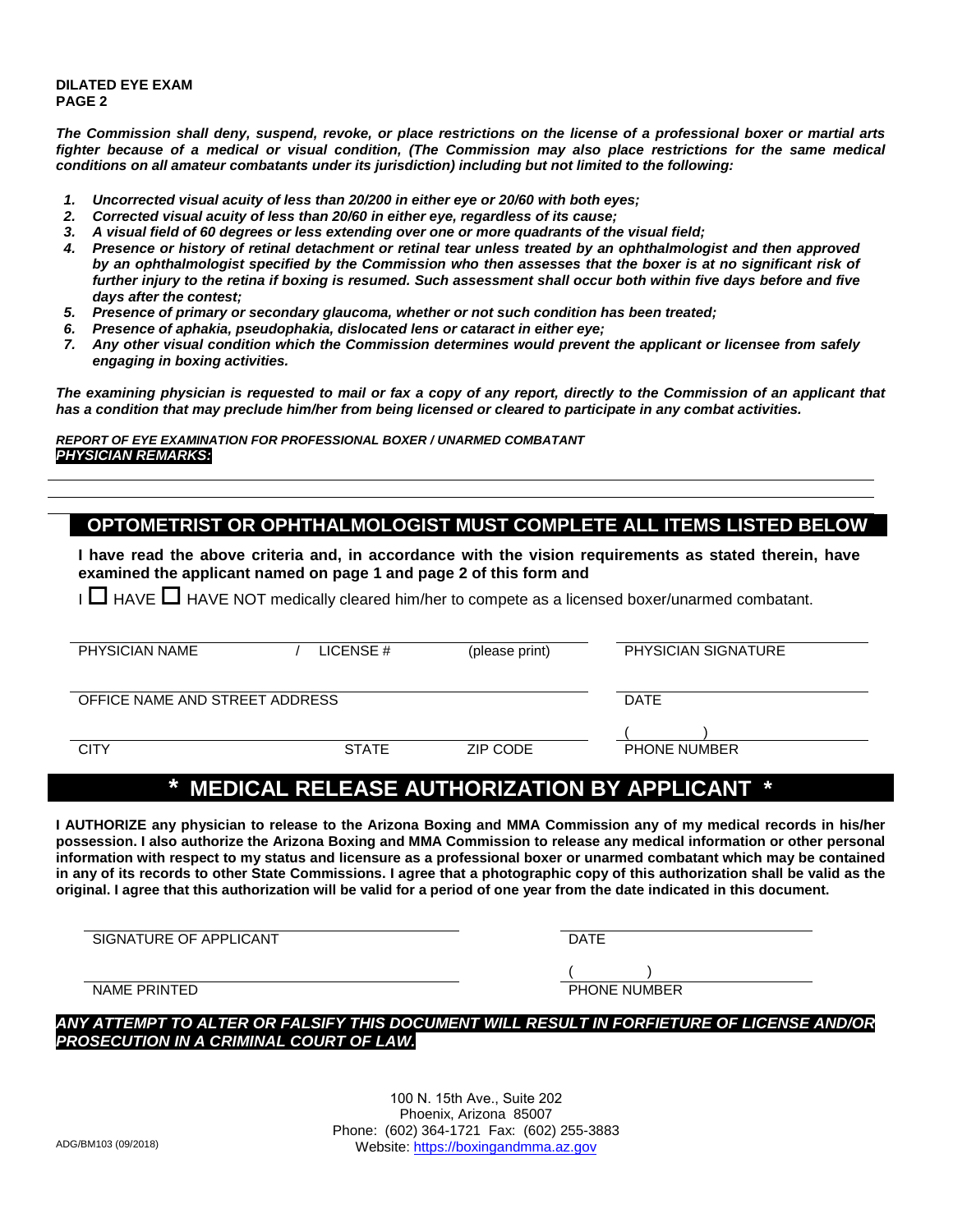**DILATED EYE EXAM**
**PAGE 2**

***The Commission shall deny, suspend, revoke, or place restrictions on the license of a professional boxer or martial arts fighter because of a medical or visual condition, (The Commission may also place restrictions for the same medical conditions on all amateur combatants under its jurisdiction) including but not limited to the following:***

1. ***Uncorrected visual acuity of less than 20/200 in either eye or 20/60 with both eyes;***
2. ***Corrected visual acuity of less than 20/60 in either eye, regardless of its cause;***
3. ***A visual field of 60 degrees or less extending over one or more quadrants of the visual field;***
4. ***Presence or history of retinal detachment or retinal tear unless treated by an ophthalmologist and then approved by an ophthalmologist specified by the Commission who then assesses that the boxer is at no significant risk of further injury to the retina if boxing is resumed. Such assessment shall occur both within five days before and five days after the contest;***
5. ***Presence of primary or secondary glaucoma, whether or not such condition has been treated;***
6. ***Presence of aphakia, pseudophakia, dislocated lens or cataract in either eye;***
7. ***Any other visual condition which the Commission determines would prevent the applicant or licensee from safely engaging in boxing activities.***

***The examining physician is requested to mail or fax a copy of any report, directly to the Commission of an applicant that has a condition that may preclude him/her from being licensed or cleared to participate in any combat activities.***

***REPORT OF EYE EXAMINATION FOR PROFESSIONAL BOXER / UNARMED COMBATANT***
***PHYSICIAN REMARKS:***

\_\_\_\_\_\_\_\_\_\_\_\_\_\_\_\_\_\_\_\_\_\_\_\_\_\_\_\_\_\_\_\_\_\_\_\_\_\_\_\_\_\_\_\_\_\_\_\_\_\_\_\_\_\_\_\_\_\_\_\_\_\_\_\_\_\_\_\_\_\_

\_\_\_\_\_\_\_\_\_\_\_\_\_\_\_\_\_\_\_\_\_\_\_\_\_\_\_\_\_\_\_\_\_\_\_\_\_\_\_\_\_\_\_\_\_\_\_\_\_\_\_\_\_\_\_\_\_\_\_\_\_\_\_\_\_\_\_\_\_\_

## OPTOMETRIST OR OPHTHALMOLOGIST MUST COMPLETE ALL ITEMS LISTED BELOW

**I have read the above criteria and, in accordance with the vision requirements as stated therein, have examined the applicant named on page 1 and page 2 of this form and**

I ☐ HAVE ☐ HAVE NOT medically cleared him/her to compete as a licensed boxer/unarmed combatant.

\_\_\_\_\_\_\_\_\_\_\_\_\_\_\_\_\_\_\_\_\_\_\_\_\_\_\_\_\_\_\_\_\_\_\_\_\_\_\_\_ \_\_\_\_\_\_\_\_\_\_\_\_\_\_\_\_\_\_\_\_\_\_\_\_
PHYSICIAN NAME / LICENSE # (please print) PHYSICIAN SIGNATURE

\_\_\_\_\_\_\_\_\_\_\_\_\_\_\_\_\_\_\_\_\_\_\_\_\_\_\_\_\_\_\_\_\_\_\_\_\_\_\_\_ \_\_\_\_\_\_\_\_\_\_\_\_\_\_\_\_\_\_\_\_\_\_\_\_
OFFICE NAME AND STREET ADDRESS DATE

\_\_\_\_\_\_\_\_\_\_\_\_\_\_\_\_\_\_\_\_\_\_\_\_\_\_\_\_\_\_\_\_\_\_\_\_\_\_\_\_ (\_\_\_\_\_\_\_\_)\_\_\_\_\_\_\_\_\_\_\_\_\_\_\_
CITY STATE ZIP CODE PHONE NUMBER

## * MEDICAL RELEASE AUTHORIZATION BY APPLICANT *

**I AUTHORIZE any physician to release to the Arizona Boxing and MMA Commission any of my medical records in his/her possession. I also authorize the Arizona Boxing and MMA Commission to release any medical information or other personal information with respect to my status and licensure as a professional boxer or unarmed combatant which may be contained in any of its records to other State Commissions. I agree that a photographic copy of this authorization shall be valid as the original. I agree that this authorization will be valid for a period of one year from the date indicated in this document.**

\_\_\_\_\_\_\_\_\_\_\_\_\_\_\_\_\_\_\_\_\_\_\_\_\_\_\_\_\_\_\_\_\_\_\_\_\_\_\_\_ \_\_\_\_\_\_\_\_\_\_\_\_\_\_\_\_\_\_\_\_\_\_\_\_
SIGNATURE OF APPLICANT DATE

\_\_\_\_\_\_\_\_\_\_\_\_\_\_\_\_\_\_\_\_\_\_\_\_\_\_\_\_\_\_\_\_\_\_\_\_\_\_\_\_ (\_\_\_\_\_\_\_\_)\_\_\_\_\_\_\_\_\_\_\_\_\_\_\_
NAME PRINTED PHONE NUMBER

***ANY ATTEMPT TO ALTER OR FALSIFY THIS DOCUMENT WILL RESULT IN FORFIETURE OF LICENSE AND/OR PROSECUTION IN A CRIMINAL COURT OF LAW.***

100 N. 15th Ave., Suite 202
Phoenix, Arizona 85007
Phone: (602) 364-1721 Fax: (602) 255-3883
Website: https://boxingandmma.az.gov

ADG/BM103 (09/2018)